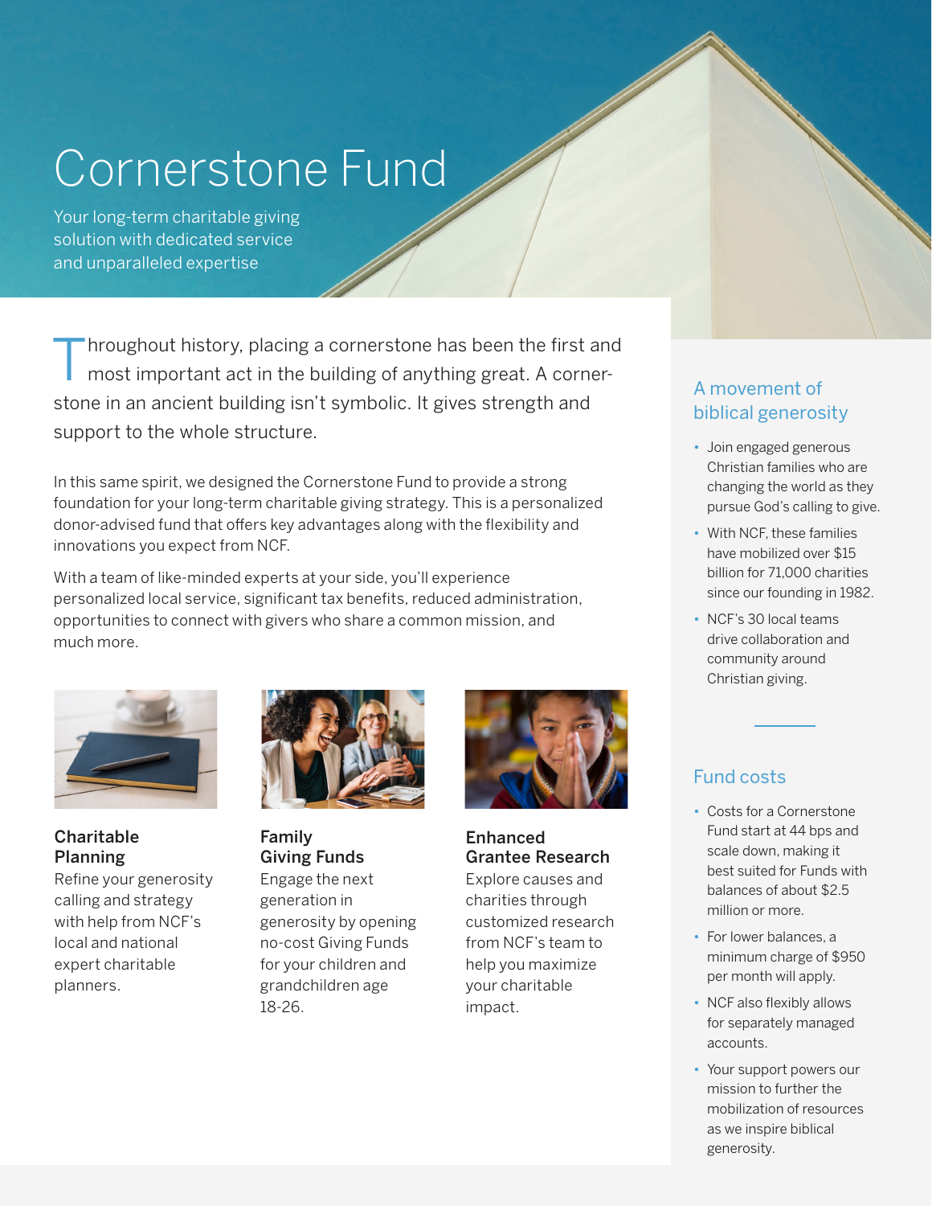# Cornerstone Fund

Your long-term charitable giving solution with dedicated service and unparalleled expertise

Throughout history, placing a cornerstone has been the first and most important act in the building of anything great. A cornerstone in an ancient building isn't symbolic. It gives strength and support to the whole structure.

In this same spirit, we designed the Cornerstone Fund to provide a strong foundation for your long-term charitable giving strategy. This is a personalized donor-advised fund that offers key advantages along with the flexibility and innovations you expect from NCF.

With a team of like-minded experts at your side, you'll experience personalized local service, significant tax benefits, reduced administration, opportunities to connect with givers who share a common mission, and much more.

**Charitable Planning**
Refine your generosity calling and strategy with help from NCF's local and national expert charitable planners.

**Family Giving Funds**
Engage the next generation in generosity by opening no-cost Giving Funds for your children and grandchildren age 18-26.

**Enhanced Grantee Research**
Explore causes and charities through customized research from NCF's team to help you maximize your charitable impact.

## A movement of biblical generosity

- Join engaged generous Christian families who are changing the world as they pursue God's calling to give.
- With NCF, these families have mobilized over $15 billion for 71,000 charities since our founding in 1982.
- NCF's 30 local teams drive collaboration and community around Christian giving.

## Fund costs

- Costs for a Cornerstone Fund start at 44 bps and scale down, making it best suited for Funds with balances of about $2.5 million or more.
- For lower balances, a minimum charge of $950 per month will apply.
- NCF also flexibly allows for separately managed accounts.
- Your support powers our mission to further the mobilization of resources as we inspire biblical generosity.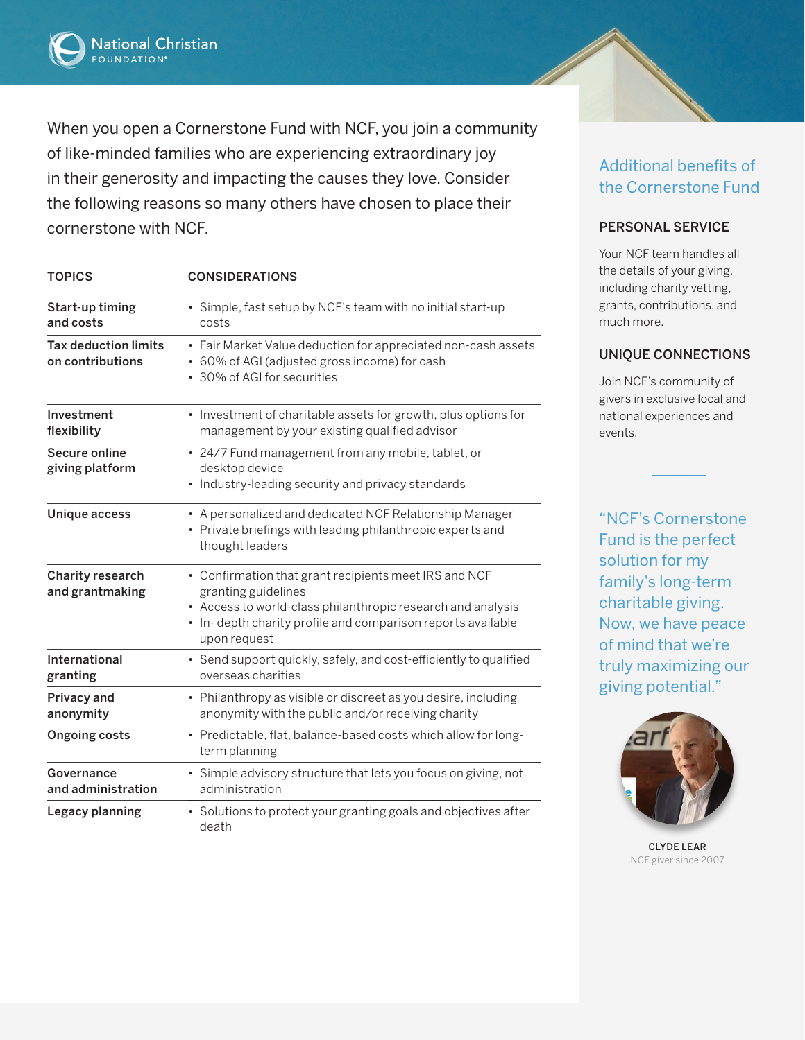When you open a Cornerstone Fund with NCF, you join a community of like-minded families who are experiencing extraordinary joy in their generosity and impacting the causes they love. Consider the following reasons so many others have chosen to place their cornerstone with NCF.

| TOPICS | CONSIDERATIONS |
|---|---|
| **Start-up timing and costs** | • Simple, fast setup by NCF's team with no initial start-up costs |
| **Tax deduction limits on contributions** | • Fair Market Value deduction for appreciated non-cash assets<br>• 60% of AGI (adjusted gross income) for cash<br>• 30% of AGI for securities |
| **Investment flexibility** | • Investment of charitable assets for growth, plus options for management by your existing qualified advisor |
| **Secure online giving platform** | • 24/7 Fund management from any mobile, tablet, or desktop device<br>• Industry-leading security and privacy standards |
| **Unique access** | • A personalized and dedicated NCF Relationship Manager<br>• Private briefings with leading philanthropic experts and thought leaders |
| **Charity research and grantmaking** | • Confirmation that grant recipients meet IRS and NCF granting guidelines<br>• Access to world-class philanthropic research and analysis<br>• In- depth charity profile and comparison reports available upon request |
| **International granting** | • Send support quickly, safely, and cost-efficiently to qualified overseas charities |
| **Privacy and anonymity** | • Philanthropy as visible or discreet as you desire, including anonymity with the public and/or receiving charity |
| **Ongoing costs** | • Predictable, flat, balance-based costs which allow for long-term planning |
| **Governance and administration** | • Simple advisory structure that lets you focus on giving, not administration |
| **Legacy planning** | • Solutions to protect your granting goals and objectives after death |

## Additional benefits of the Cornerstone Fund

### PERSONAL SERVICE

Your NCF team handles all the details of your giving, including charity vetting, grants, contributions, and much more.

### UNIQUE CONNECTIONS

Join NCF's community of givers in exclusive local and national experiences and events.

"NCF's Cornerstone Fund is the perfect solution for my family's long-term charitable giving. Now, we have peace of mind that we're truly maximizing our giving potential."

**CLYDE LEAR**
NCF giver since 2007